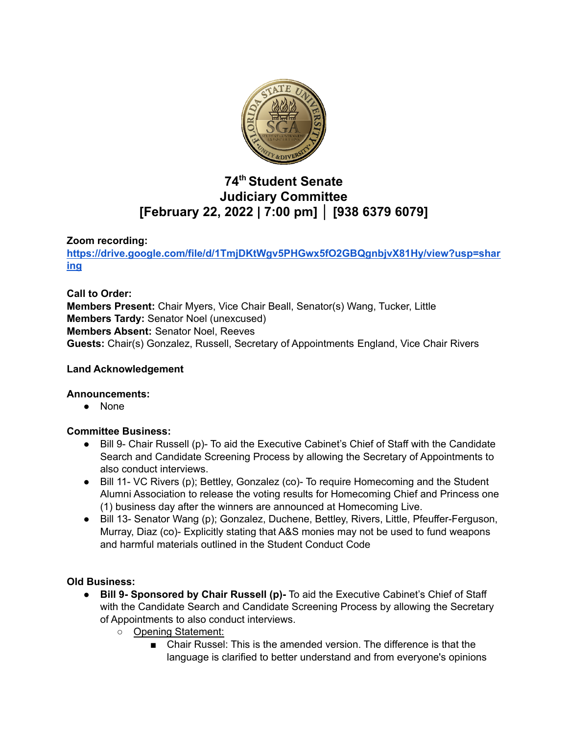# 74th Student Senate
# Judiciary Committee
# [February 22, 2022 | 7:00 pm] │ [938 6379 6079]

**Zoom recording:** **https://drive.google.com/file/d/1TmjDKtWgv5PHGwx5fO2GBQgnbjvX81Hy/view?usp=sharing**

**Call to Order:**
**Members Present:** Chair Myers, Vice Chair Beall, Senator(s) Wang, Tucker, Little
**Members Tardy:** Senator Noel (unexcused)
**Members Absent:** Senator Noel, Reeves
**Guests:** Chair(s) Gonzalez, Russell, Secretary of Appointments England, Vice Chair Rivers

**Land Acknowledgement**

**Announcements:**

- None

**Committee Business:**

- Bill 9- Chair Russell (p)- To aid the Executive Cabinet's Chief of Staff with the Candidate Search and Candidate Screening Process by allowing the Secretary of Appointments to also conduct interviews.
- Bill 11- VC Rivers (p); Bettley, Gonzalez (co)- To require Homecoming and the Student Alumni Association to release the voting results for Homecoming Chief and Princess one (1) business day after the winners are announced at Homecoming Live.
- Bill 13- Senator Wang (p); Gonzalez, Duchene, Bettley, Rivers, Little, Pfeuffer-Ferguson, Murray, Diaz (co)- Explicitly stating that A&S monies may not be used to fund weapons and harmful materials outlined in the Student Conduct Code

**Old Business:**

- **Bill 9- Sponsored by Chair Russell (p)-** To aid the Executive Cabinet's Chief of Staff with the Candidate Search and Candidate Screening Process by allowing the Secretary of Appointments to also conduct interviews.
    - Opening Statement:
        - Chair Russel: This is the amended version. The difference is that the language is clarified to better understand and from everyone's opinions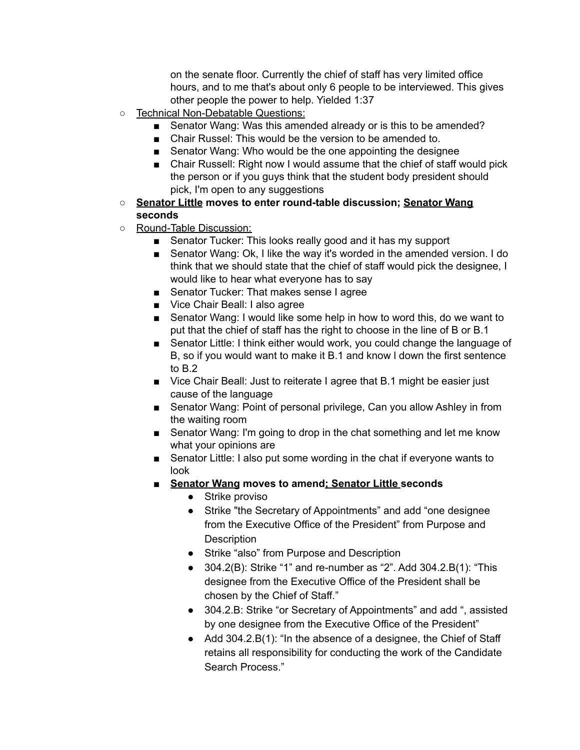on the senate floor. Currently the chief of staff has very limited office hours, and to me that's about only 6 people to be interviewed. This gives other people the power to help. Yielded 1:37

- Technical Non-Debatable Questions:
  - Senator Wang: Was this amended already or is this to be amended?
  - Chair Russel: This would be the version to be amended to.
  - Senator Wang: Who would be the one appointing the designee
  - Chair Russell: Right now I would assume that the chief of staff would pick the person or if you guys think that the student body president should pick, I'm open to any suggestions
- **Senator Little moves to enter round-table discussion; Senator Wang seconds**
- Round-Table Discussion:
  - Senator Tucker: This looks really good and it has my support
  - Senator Wang: Ok, I like the way it's worded in the amended version. I do think that we should state that the chief of staff would pick the designee, I would like to hear what everyone has to say
  - Senator Tucker: That makes sense I agree
  - Vice Chair Beall: I also agree
  - Senator Wang: I would like some help in how to word this, do we want to put that the chief of staff has the right to choose in the line of B or B.1
  - Senator Little: I think either would work, you could change the language of B, so if you would want to make it B.1 and know l down the first sentence to B.2
  - Vice Chair Beall: Just to reiterate I agree that B.1 might be easier just cause of the language
  - Senator Wang: Point of personal privilege, Can you allow Ashley in from the waiting room
  - Senator Wang: I'm going to drop in the chat something and let me know what your opinions are
  - Senator Little: I also put some wording in the chat if everyone wants to look
  - **Senator Wang moves to amend; Senator Little seconds**
    - Strike proviso
    - Strike "the Secretary of Appointments" and add "one designee from the Executive Office of the President" from Purpose and Description
    - Strike "also" from Purpose and Description
    - 304.2(B): Strike "1" and re-number as "2". Add 304.2.B(1): "This designee from the Executive Office of the President shall be chosen by the Chief of Staff."
    - 304.2.B: Strike "or Secretary of Appointments" and add ", assisted by one designee from the Executive Office of the President"
    - Add 304.2.B(1): "In the absence of a designee, the Chief of Staff retains all responsibility for conducting the work of the Candidate Search Process."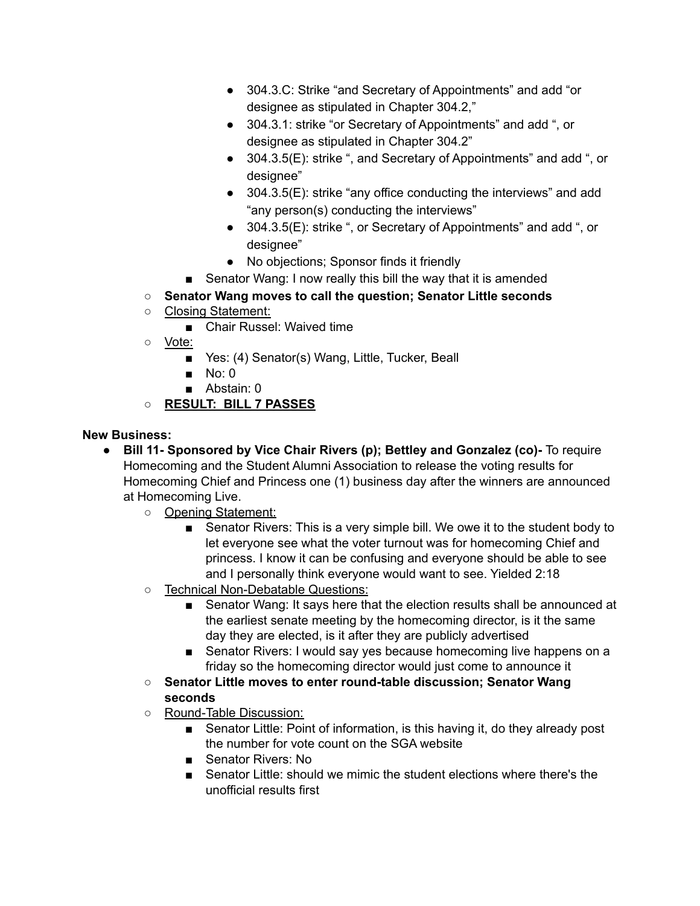- 304.3.C: Strike “and Secretary of Appointments” and add “or designee as stipulated in Chapter 304.2,”
            - 304.3.1: strike “or Secretary of Appointments” and add “, or designee as stipulated in Chapter 304.2”
            - 304.3.5(E): strike “, and Secretary of Appointments” and add “, or designee”
            - 304.3.5(E): strike “any office conducting the interviews” and add “any person(s) conducting the interviews”
            - 304.3.5(E): strike “, or Secretary of Appointments” and add “, or designee”
            - No objections; Sponsor finds it friendly
        - Senator Wang: I now really this bill the way that it is amended
    - **Senator Wang moves to call the question; Senator Little seconds**
    - <u>Closing Statement:</u>
        - Chair Russel: Waived time
    - <u>Vote:</u>
        - Yes: (4) Senator(s) Wang, Little, Tucker, Beall
        - No: 0
        - Abstain: 0
    - **<u>RESULT: BILL 7 PASSES</u>**

**New Business:**

- **Bill 11- Sponsored by Vice Chair Rivers (p); Bettley and Gonzalez (co)-** To require Homecoming and the Student Alumni Association to release the voting results for Homecoming Chief and Princess one (1) business day after the winners are announced at Homecoming Live.
    - <u>Opening Statement:</u>
        - Senator Rivers: This is a very simple bill. We owe it to the student body to let everyone see what the voter turnout was for homecoming Chief and princess. I know it can be confusing and everyone should be able to see and I personally think everyone would want to see. Yielded 2:18
    - <u>Technical Non-Debatable Questions:</u>
        - Senator Wang: It says here that the election results shall be announced at the earliest senate meeting by the homecoming director, is it the same day they are elected, is it after they are publicly advertised
        - Senator Rivers: I would say yes because homecoming live happens on a friday so the homecoming director would just come to announce it
    - **Senator Little moves to enter round-table discussion; Senator Wang seconds**
    - <u>Round-Table Discussion:</u>
        - Senator Little: Point of information, is this having it, do they already post the number for vote count on the SGA website
        - Senator Rivers: No
        - Senator Little: should we mimic the student elections where there's the unofficial results first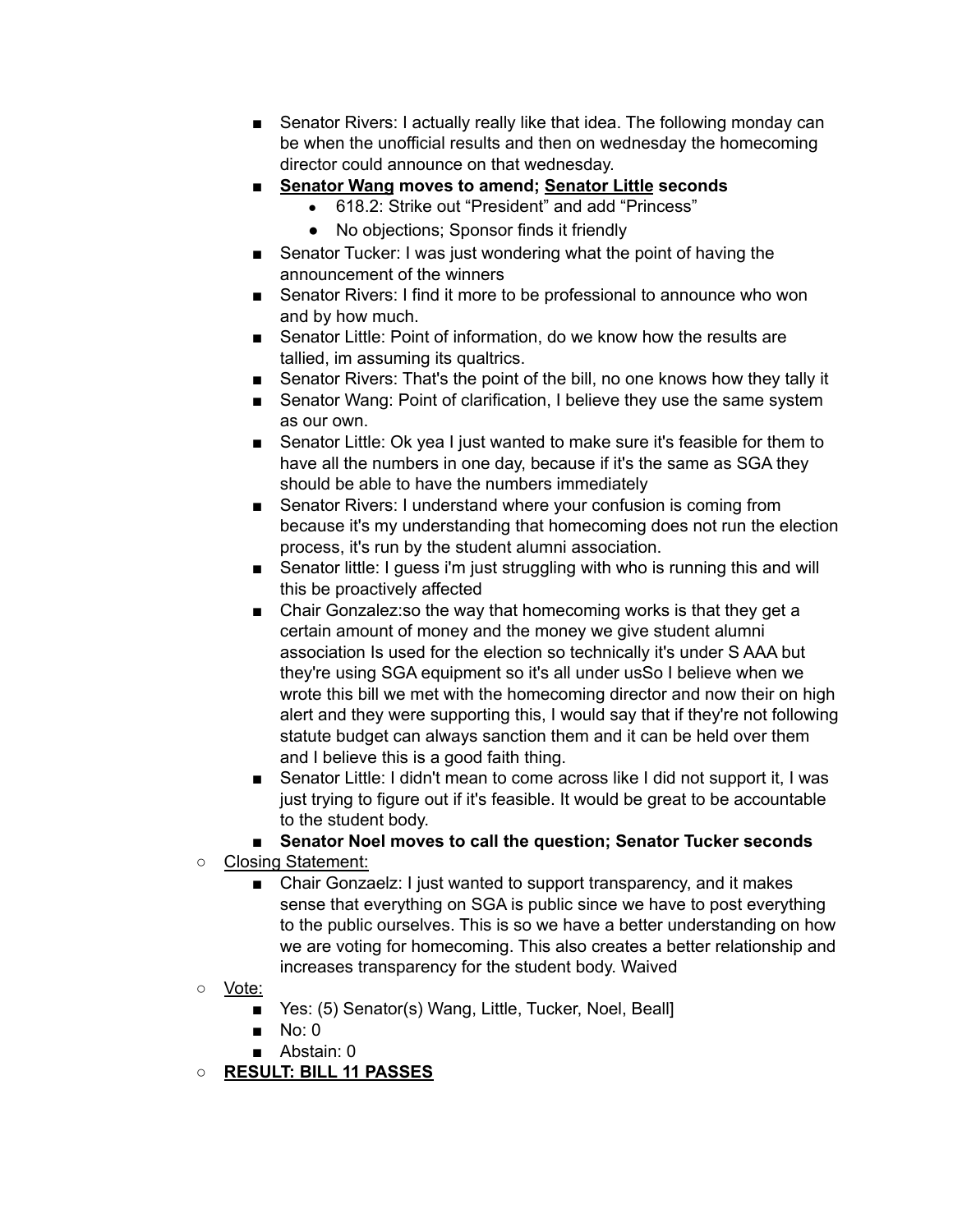- Senator Rivers: I actually really like that idea. The following monday can be when the unofficial results and then on wednesday the homecoming director could announce on that wednesday.
    - **Senator Wang moves to amend; Senator Little seconds**
        - 618.2: Strike out “President” and add “Princess”
        - No objections; Sponsor finds it friendly
    - Senator Tucker: I was just wondering what the point of having the announcement of the winners
    - Senator Rivers: I find it more to be professional to announce who won and by how much.
    - Senator Little: Point of information, do we know how the results are tallied, im assuming its qualtrics.
    - Senator Rivers: That's the point of the bill, no one knows how they tally it
    - Senator Wang: Point of clarification, I believe they use the same system as our own.
    - Senator Little: Ok yea I just wanted to make sure it's feasible for them to have all the numbers in one day, because if it's the same as SGA they should be able to have the numbers immediately
    - Senator Rivers: I understand where your confusion is coming from because it's my understanding that homecoming does not run the election process, it's run by the student alumni association.
    - Senator little: I guess i'm just struggling with who is running this and will this be proactively affected
    - Chair Gonzalez:so the way that homecoming works is that they get a certain amount of money and the money we give student alumni association Is used for the election so technically it's under S AAA but they're using SGA equipment so it's all under usSo I believe when we wrote this bill we met with the homecoming director and now their on high alert and they were supporting this, I would say that if they're not following statute budget can always sanction them and it can be held over them and I believe this is a good faith thing.
    - Senator Little: I didn't mean to come across like I did not support it, I was just trying to figure out if it's feasible. It would be great to be accountable to the student body.
    - **Senator Noel moves to call the question; Senator Tucker seconds**
- Closing Statement:
    - Chair Gonzaelz: I just wanted to support transparency, and it makes sense that everything on SGA is public since we have to post everything to the public ourselves. This is so we have a better understanding on how we are voting for homecoming. This also creates a better relationship and increases transparency for the student body. Waived
- Vote:
    - Yes: (5) Senator(s) Wang, Little, Tucker, Noel, Beall]
    - No: 0
    - Abstain: 0
- **RESULT: BILL 11 PASSES**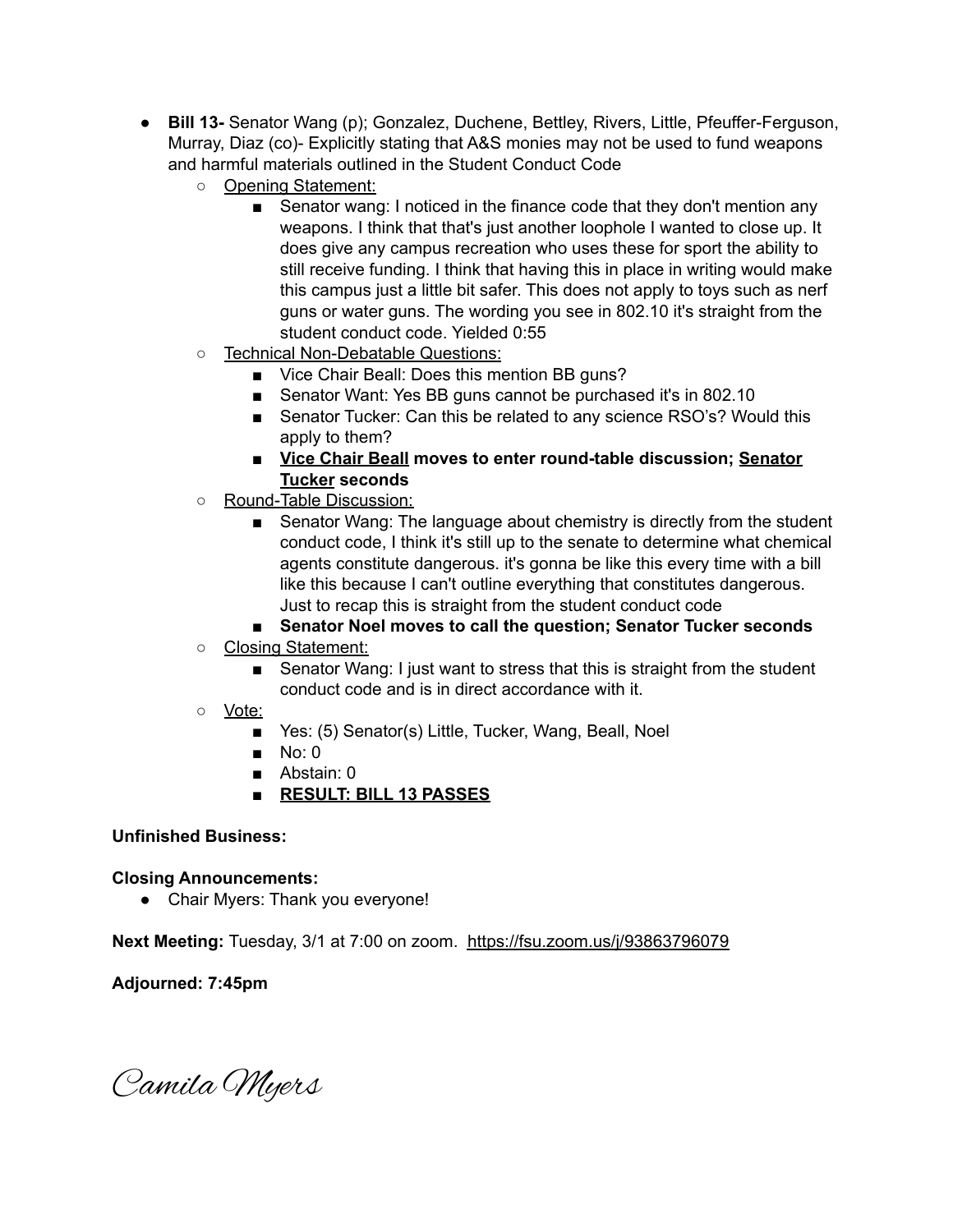- **Bill 13-** Senator Wang (p); Gonzalez, Duchene, Bettley, Rivers, Little, Pfeuffer-Ferguson, Murray, Diaz (co)- Explicitly stating that A&S monies may not be used to fund weapons and harmful materials outlined in the Student Conduct Code
  - Opening Statement:
    - Senator wang: I noticed in the finance code that they don't mention any weapons. I think that that's just another loophole I wanted to close up. It does give any campus recreation who uses these for sport the ability to still receive funding. I think that having this in place in writing would make this campus just a little bit safer. This does not apply to toys such as nerf guns or water guns. The wording you see in 802.10 it's straight from the student conduct code. Yielded 0:55
  - Technical Non-Debatable Questions:
    - Vice Chair Beall: Does this mention BB guns?
    - Senator Want: Yes BB guns cannot be purchased it's in 802.10
    - Senator Tucker: Can this be related to any science RSO's? Would this apply to them?
    - **Vice Chair Beall moves to enter round-table discussion; Senator Tucker seconds**
  - Round-Table Discussion:
    - Senator Wang: The language about chemistry is directly from the student conduct code, I think it's still up to the senate to determine what chemical agents constitute dangerous. it's gonna be like this every time with a bill like this because I can't outline everything that constitutes dangerous. Just to recap this is straight from the student conduct code
    - **Senator Noel moves to call the question; Senator Tucker seconds**
  - Closing Statement:
    - Senator Wang: I just want to stress that this is straight from the student conduct code and is in direct accordance with it.
  - Vote:
    - Yes: (5) Senator(s) Little, Tucker, Wang, Beall, Noel
    - No: 0
    - Abstain: 0
    - **RESULT: BILL 13 PASSES**

**Unfinished Business:**

**Closing Announcements:**

- Chair Myers: Thank you everyone!

**Next Meeting:** Tuesday, 3/1 at 7:00 on zoom. https://fsu.zoom.us/j/93863796079

**Adjourned: 7:45pm**

*Camila Myers*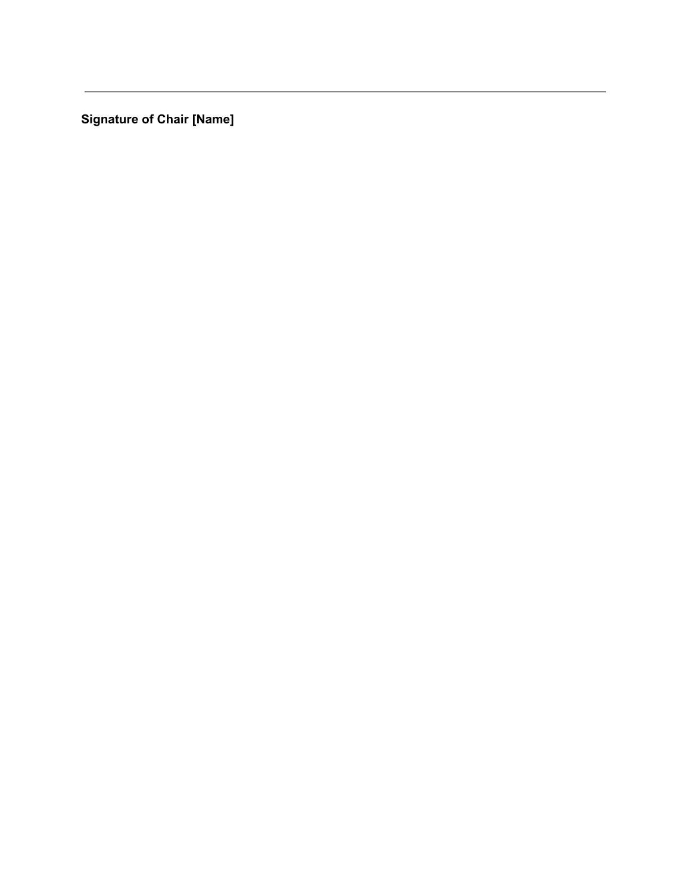---

**Signature of Chair [Name]**